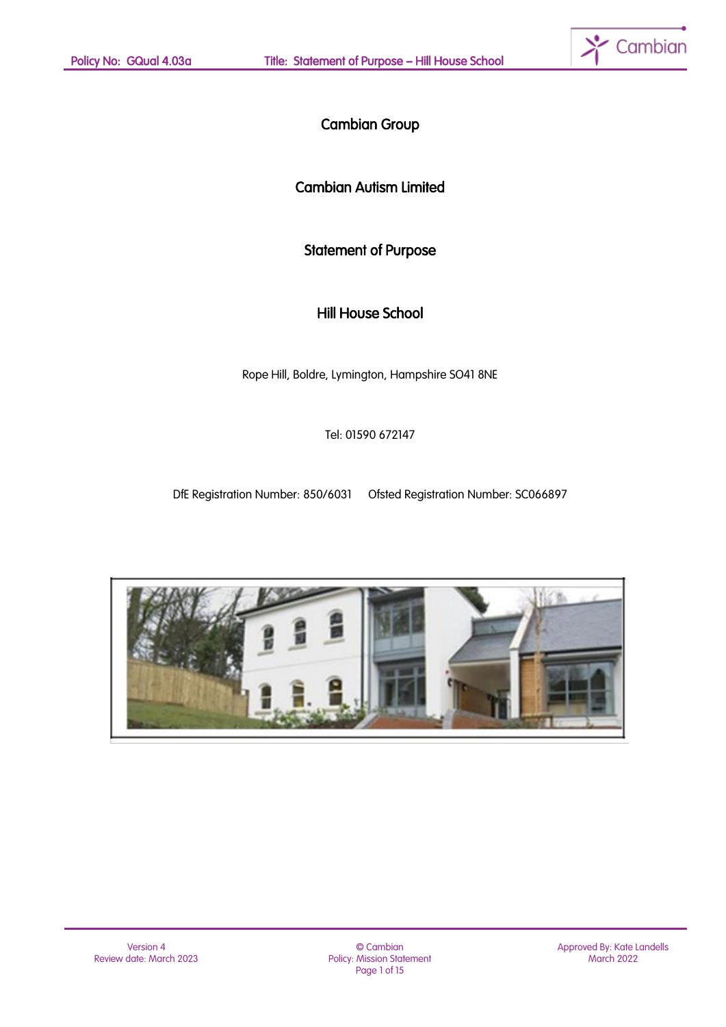# Cambian Group

## Cambian Autism Limited

## Statement of Purpose

## Hill House School

Rope Hill, Boldre, Lymington, Hampshire SO41 8NE

Tel: 01590 672147

DfE Registration Number: 850/6031 Ofsted Registration Number: SC066897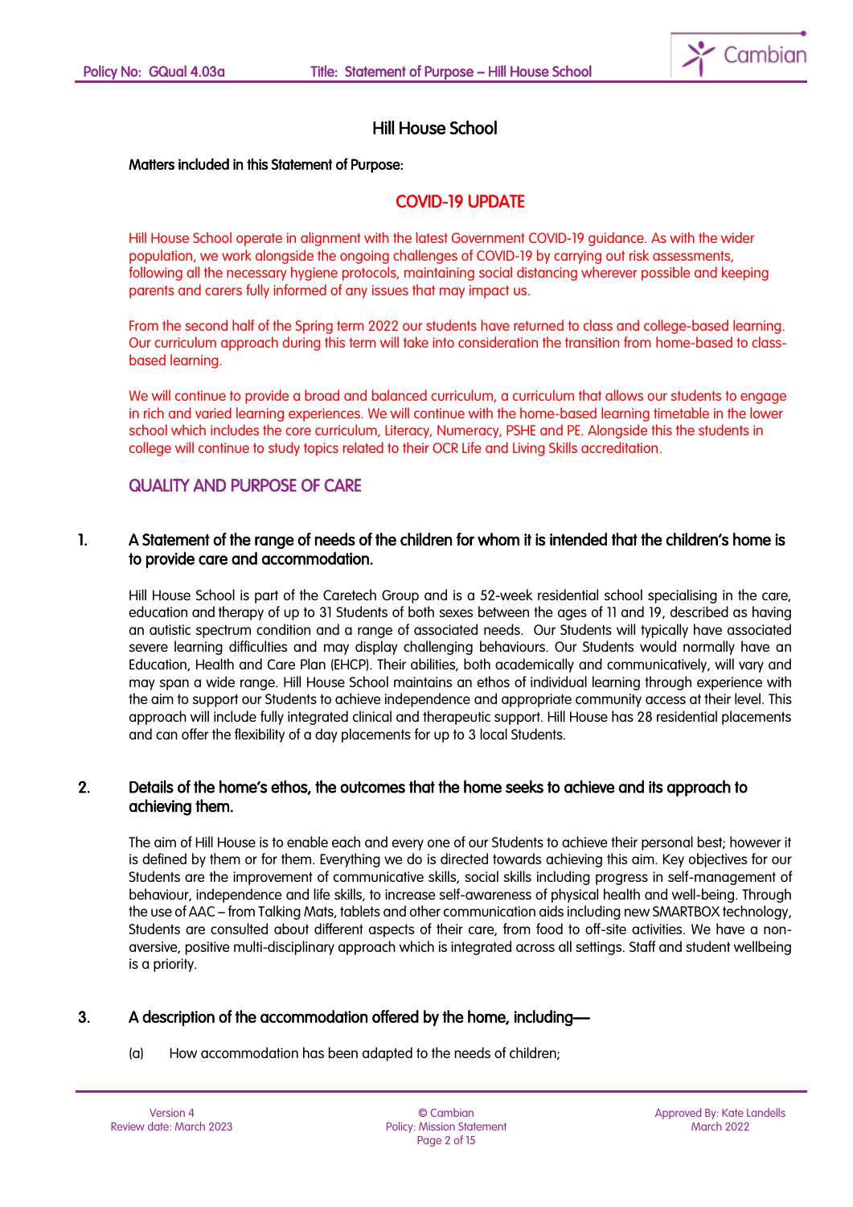# Hill House School

**Matters included in this Statement of Purpose:**

## COVID-19 UPDATE

Hill House School operate in alignment with the latest Government COVID-19 guidance. As with the wider population, we work alongside the ongoing challenges of COVID-19 by carrying out risk assessments, following all the necessary hygiene protocols, maintaining social distancing wherever possible and keeping parents and carers fully informed of any issues that may impact us.

From the second half of the Spring term 2022 our students have returned to class and college-based learning. Our curriculum approach during this term will take into consideration the transition from home-based to class-based learning.

We will continue to provide a broad and balanced curriculum, a curriculum that allows our students to engage in rich and varied learning experiences. We will continue with the home-based learning timetable in the lower school which includes the core curriculum, Literacy, Numeracy, PSHE and PE. Alongside this the students in college will continue to study topics related to their OCR Life and Living Skills accreditation.

## QUALITY AND PURPOSE OF CARE

### 1. A Statement of the range of needs of the children for whom it is intended that the children's home is to provide care and accommodation.

Hill House School is part of the Caretech Group and is a 52-week residential school specialising in the care, education and therapy of up to 31 Students of both sexes between the ages of 11 and 19, described as having an autistic spectrum condition and a range of associated needs. Our Students will typically have associated severe learning difficulties and may display challenging behaviours. Our Students would normally have an Education, Health and Care Plan (EHCP). Their abilities, both academically and communicatively, will vary and may span a wide range. Hill House School maintains an ethos of individual learning through experience with the aim to support our Students to achieve independence and appropriate community access at their level. This approach will include fully integrated clinical and therapeutic support. Hill House has 28 residential placements and can offer the flexibility of a day placements for up to 3 local Students.

### 2. Details of the home's ethos, the outcomes that the home seeks to achieve and its approach to achieving them.

The aim of Hill House is to enable each and every one of our Students to achieve their personal best; however it is defined by them or for them. Everything we do is directed towards achieving this aim. Key objectives for our Students are the improvement of communicative skills, social skills including progress in self-management of behaviour, independence and life skills, to increase self-awareness of physical health and well-being. Through the use of AAC – from Talking Mats, tablets and other communication aids including new SMARTBOX technology, Students are consulted about different aspects of their care, from food to off-site activities. We have a non-aversive, positive multi-disciplinary approach which is integrated across all settings. Staff and student wellbeing is a priority.

### 3. A description of the accommodation offered by the home, including—

(a) How accommodation has been adapted to the needs of children;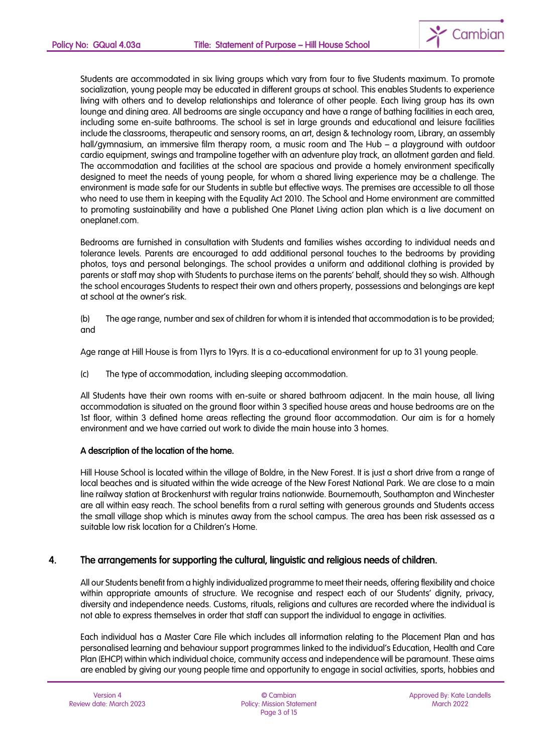Students are accommodated in six living groups which vary from four to five Students maximum. To promote socialization, young people may be educated in different groups at school. This enables Students to experience living with others and to develop relationships and tolerance of other people. Each living group has its own lounge and dining area. All bedrooms are single occupancy and have a range of bathing facilities in each area, including some en-suite bathrooms. The school is set in large grounds and educational and leisure facilities include the classrooms, therapeutic and sensory rooms, an art, design & technology room, Library, an assembly hall/gymnasium, an immersive film therapy room, a music room and The Hub – a playground with outdoor cardio equipment, swings and trampoline together with an adventure play track, an allotment garden and field. The accommodation and facilities at the school are spacious and provide a homely environment specifically designed to meet the needs of young people, for whom a shared living experience may be a challenge. The environment is made safe for our Students in subtle but effective ways. The premises are accessible to all those who need to use them in keeping with the Equality Act 2010. The School and Home environment are committed to promoting sustainability and have a published One Planet Living action plan which is a live document on oneplanet.com.

Bedrooms are furnished in consultation with Students and families wishes according to individual needs and tolerance levels. Parents are encouraged to add additional personal touches to the bedrooms by providing photos, toys and personal belongings. The school provides a uniform and additional clothing is provided by parents or staff may shop with Students to purchase items on the parents' behalf, should they so wish. Although the school encourages Students to respect their own and others property, possessions and belongings are kept at school at the owner's risk.

(b) The age range, number and sex of children for whom it is intended that accommodation is to be provided; and

Age range at Hill House is from 11yrs to 19yrs. It is a co-educational environment for up to 31 young people.

(c) The type of accommodation, including sleeping accommodation.

All Students have their own rooms with en-suite or shared bathroom adjacent. In the main house, all living accommodation is situated on the ground floor within 3 specified house areas and house bedrooms are on the 1st floor, within 3 defined home areas reflecting the ground floor accommodation. Our aim is for a homely environment and we have carried out work to divide the main house into 3 homes.

**A description of the location of the home.**

Hill House School is located within the village of Boldre, in the New Forest. It is just a short drive from a range of local beaches and is situated within the wide acreage of the New Forest National Park. We are close to a main line railway station at Brockenhurst with regular trains nationwide. Bournemouth, Southampton and Winchester are all within easy reach. The school benefits from a rural setting with generous grounds and Students access the small village shop which is minutes away from the school campus. The area has been risk assessed as a suitable low risk location for a Children's Home.

## 4. The arrangements for supporting the cultural, linguistic and religious needs of children.

All our Students benefit from a highly individualized programme to meet their needs, offering flexibility and choice within appropriate amounts of structure. We recognise and respect each of our Students' dignity, privacy, diversity and independence needs. Customs, rituals, religions and cultures are recorded where the individual is not able to express themselves in order that staff can support the individual to engage in activities.

Each individual has a Master Care File which includes all information relating to the Placement Plan and has personalised learning and behaviour support programmes linked to the individual's Education, Health and Care Plan (EHCP) within which individual choice, community access and independence will be paramount. These aims are enabled by giving our young people time and opportunity to engage in social activities, sports, hobbies and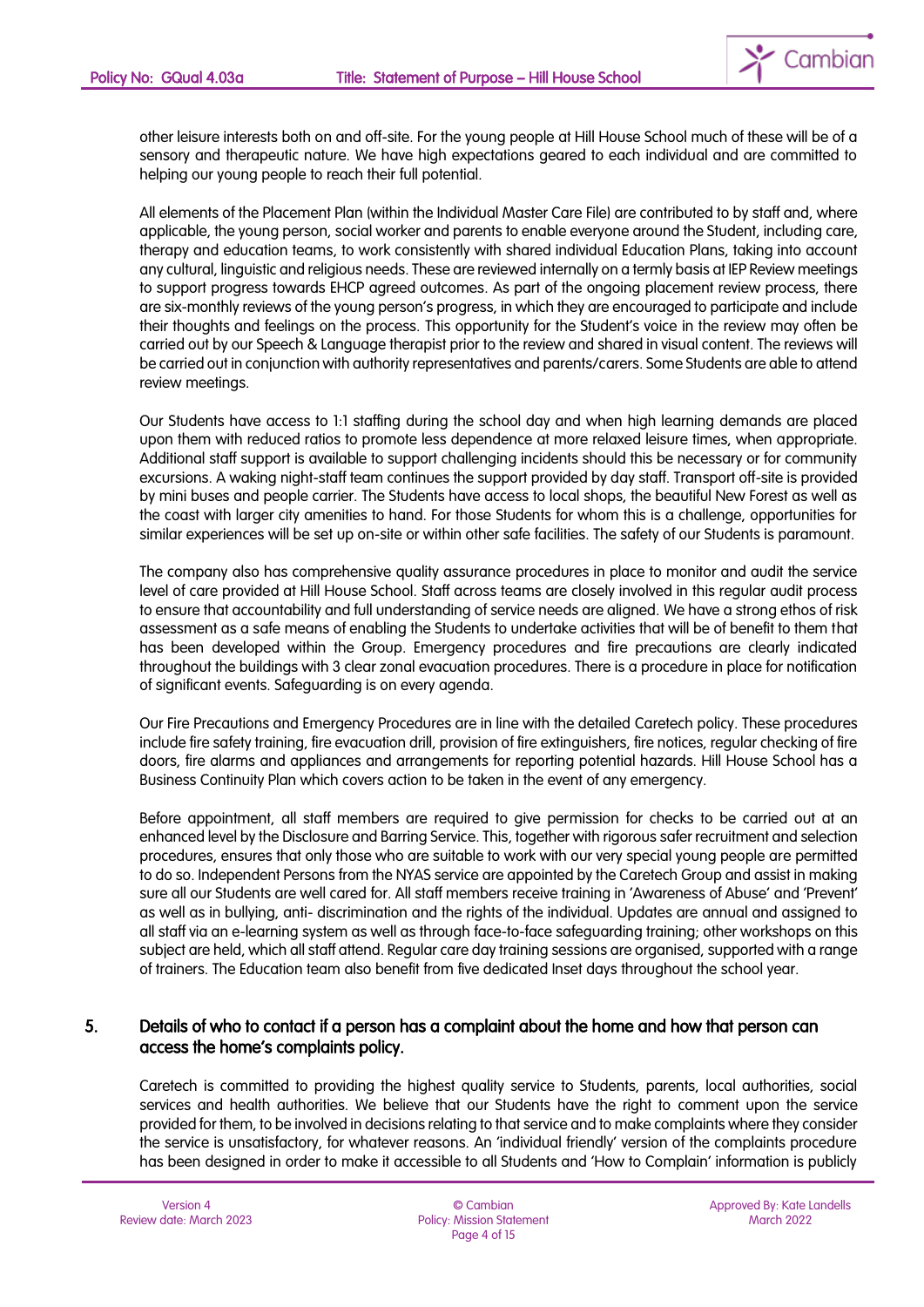other leisure interests both on and off-site. For the young people at Hill House School much of these will be of a sensory and therapeutic nature. We have high expectations geared to each individual and are committed to helping our young people to reach their full potential.

All elements of the Placement Plan (within the Individual Master Care File) are contributed to by staff and, where applicable, the young person, social worker and parents to enable everyone around the Student, including care, therapy and education teams, to work consistently with shared individual Education Plans, taking into account any cultural, linguistic and religious needs. These are reviewed internally on a termly basis at IEP Review meetings to support progress towards EHCP agreed outcomes. As part of the ongoing placement review process, there are six-monthly reviews of the young person's progress, in which they are encouraged to participate and include their thoughts and feelings on the process. This opportunity for the Student's voice in the review may often be carried out by our Speech & Language therapist prior to the review and shared in visual content. The reviews will be carried out in conjunction with authority representatives and parents/carers. Some Students are able to attend review meetings.

Our Students have access to 1:1 staffing during the school day and when high learning demands are placed upon them with reduced ratios to promote less dependence at more relaxed leisure times, when appropriate. Additional staff support is available to support challenging incidents should this be necessary or for community excursions. A waking night-staff team continues the support provided by day staff. Transport off-site is provided by mini buses and people carrier. The Students have access to local shops, the beautiful New Forest as well as the coast with larger city amenities to hand. For those Students for whom this is a challenge, opportunities for similar experiences will be set up on-site or within other safe facilities. The safety of our Students is paramount.

The company also has comprehensive quality assurance procedures in place to monitor and audit the service level of care provided at Hill House School. Staff across teams are closely involved in this regular audit process to ensure that accountability and full understanding of service needs are aligned. We have a strong ethos of risk assessment as a safe means of enabling the Students to undertake activities that will be of benefit to them that has been developed within the Group. Emergency procedures and fire precautions are clearly indicated throughout the buildings with 3 clear zonal evacuation procedures. There is a procedure in place for notification of significant events. Safeguarding is on every agenda.

Our Fire Precautions and Emergency Procedures are in line with the detailed Caretech policy. These procedures include fire safety training, fire evacuation drill, provision of fire extinguishers, fire notices, regular checking of fire doors, fire alarms and appliances and arrangements for reporting potential hazards. Hill House School has a Business Continuity Plan which covers action to be taken in the event of any emergency.

Before appointment, all staff members are required to give permission for checks to be carried out at an enhanced level by the Disclosure and Barring Service. This, together with rigorous safer recruitment and selection procedures, ensures that only those who are suitable to work with our very special young people are permitted to do so. Independent Persons from the NYAS service are appointed by the Caretech Group and assist in making sure all our Students are well cared for. All staff members receive training in 'Awareness of Abuse' and 'Prevent' as well as in bullying, anti- discrimination and the rights of the individual. Updates are annual and assigned to all staff via an e-learning system as well as through face-to-face safeguarding training; other workshops on this subject are held, which all staff attend. Regular care day training sessions are organised, supported with a range of trainers. The Education team also benefit from five dedicated Inset days throughout the school year.

## 5. Details of who to contact if a person has a complaint about the home and how that person can access the home's complaints policy.

Caretech is committed to providing the highest quality service to Students, parents, local authorities, social services and health authorities. We believe that our Students have the right to comment upon the service provided for them, to be involved in decisions relating to that service and to make complaints where they consider the service is unsatisfactory, for whatever reasons. An 'individual friendly' version of the complaints procedure has been designed in order to make it accessible to all Students and 'How to Complain' information is publicly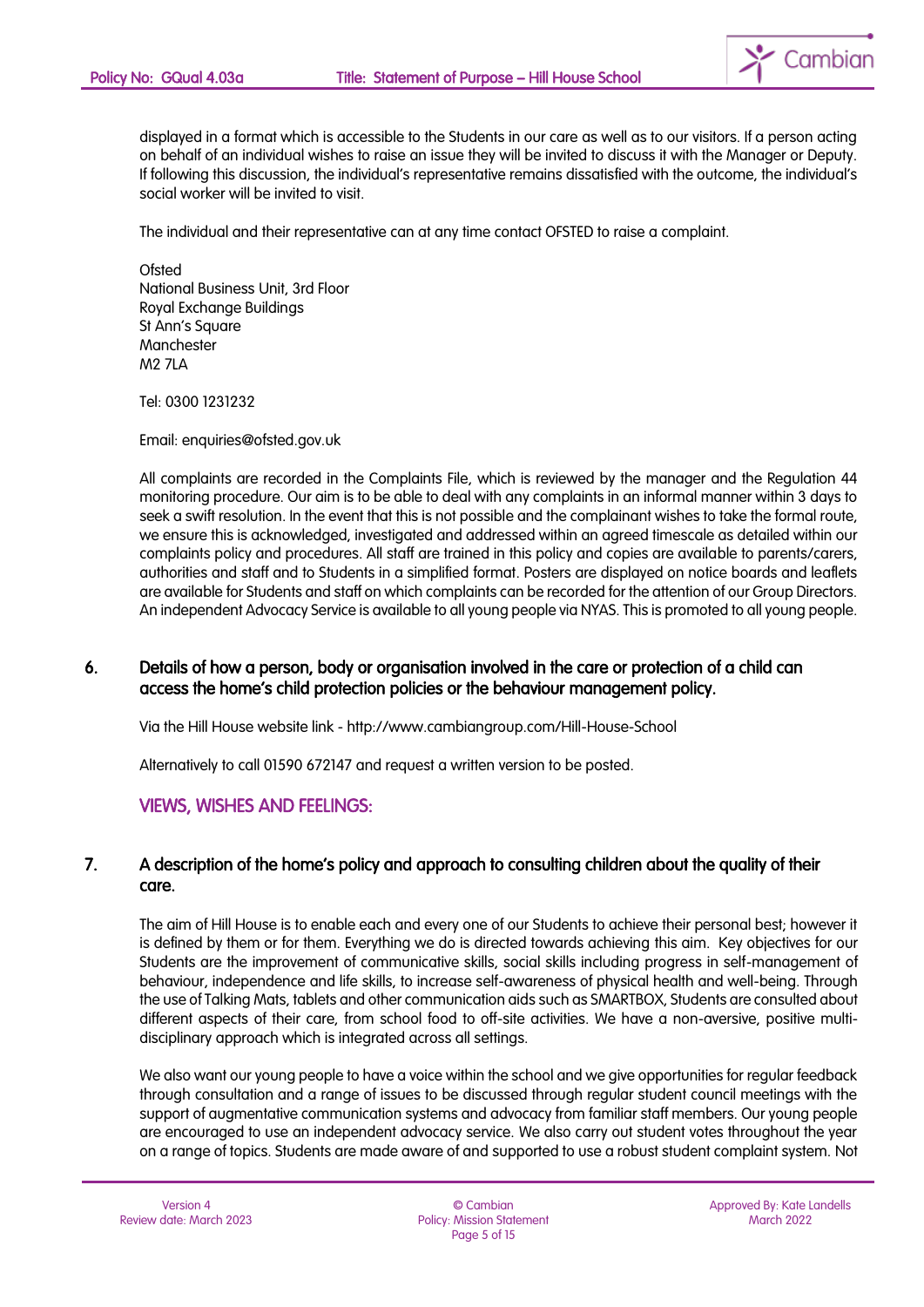displayed in a format which is accessible to the Students in our care as well as to our visitors. If a person acting on behalf of an individual wishes to raise an issue they will be invited to discuss it with the Manager or Deputy. If following this discussion, the individual's representative remains dissatisfied with the outcome, the individual's social worker will be invited to visit.

The individual and their representative can at any time contact OFSTED to raise a complaint.

Ofsted
National Business Unit, 3rd Floor
Royal Exchange Buildings
St Ann's Square
Manchester
M2 7LA

Tel: 0300 1231232

Email: enquiries@ofsted.gov.uk

All complaints are recorded in the Complaints File, which is reviewed by the manager and the Regulation 44 monitoring procedure. Our aim is to be able to deal with any complaints in an informal manner within 3 days to seek a swift resolution. In the event that this is not possible and the complainant wishes to take the formal route, we ensure this is acknowledged, investigated and addressed within an agreed timescale as detailed within our complaints policy and procedures. All staff are trained in this policy and copies are available to parents/carers, authorities and staff and to Students in a simplified format. Posters are displayed on notice boards and leaflets are available for Students and staff on which complaints can be recorded for the attention of our Group Directors. An independent Advocacy Service is available to all young people via NYAS. This is promoted to all young people.

## 6. Details of how a person, body or organisation involved in the care or protection of a child can access the home's child protection policies or the behaviour management policy.

Via the Hill House website link - http://www.cambiangroup.com/Hill-House-School

Alternatively to call 01590 672147 and request a written version to be posted.

## VIEWS, WISHES AND FEELINGS:

## 7. A description of the home's policy and approach to consulting children about the quality of their care.

The aim of Hill House is to enable each and every one of our Students to achieve their personal best; however it is defined by them or for them. Everything we do is directed towards achieving this aim. Key objectives for our Students are the improvement of communicative skills, social skills including progress in self-management of behaviour, independence and life skills, to increase self-awareness of physical health and well-being. Through the use of Talking Mats, tablets and other communication aids such as SMARTBOX, Students are consulted about different aspects of their care, from school food to off-site activities. We have a non-aversive, positive multi-disciplinary approach which is integrated across all settings.

We also want our young people to have a voice within the school and we give opportunities for regular feedback through consultation and a range of issues to be discussed through regular student council meetings with the support of augmentative communication systems and advocacy from familiar staff members. Our young people are encouraged to use an independent advocacy service. We also carry out student votes throughout the year on a range of topics. Students are made aware of and supported to use a robust student complaint system. Not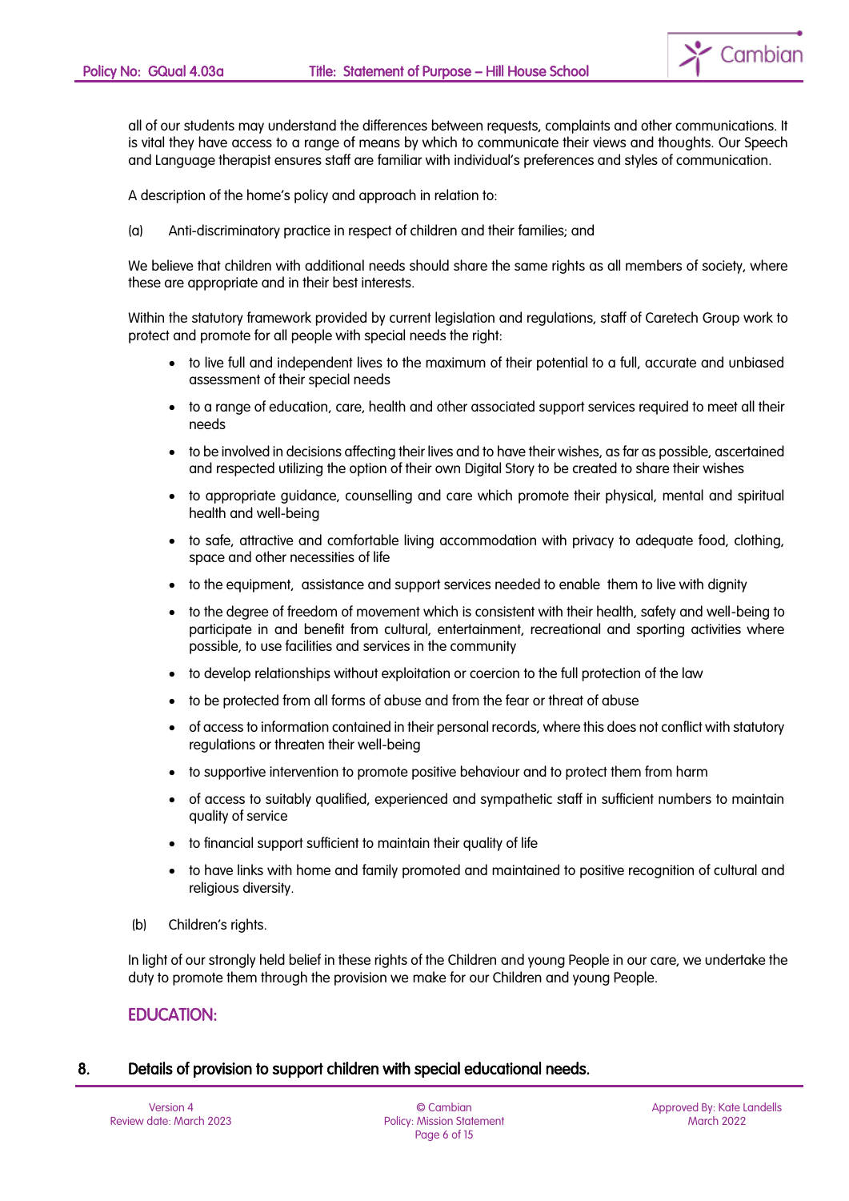all of our students may understand the differences between requests, complaints and other communications. It is vital they have access to a range of means by which to communicate their views and thoughts. Our Speech and Language therapist ensures staff are familiar with individual's preferences and styles of communication.

A description of the home's policy and approach in relation to:

(a) Anti-discriminatory practice in respect of children and their families; and

We believe that children with additional needs should share the same rights as all members of society, where these are appropriate and in their best interests.

Within the statutory framework provided by current legislation and regulations, staff of Caretech Group work to protect and promote for all people with special needs the right:

- to live full and independent lives to the maximum of their potential to a full, accurate and unbiased assessment of their special needs
- to a range of education, care, health and other associated support services required to meet all their needs
- to be involved in decisions affecting their lives and to have their wishes, as far as possible, ascertained and respected utilizing the option of their own Digital Story to be created to share their wishes
- to appropriate guidance, counselling and care which promote their physical, mental and spiritual health and well-being
- to safe, attractive and comfortable living accommodation with privacy to adequate food, clothing, space and other necessities of life
- to the equipment, assistance and support services needed to enable them to live with dignity
- to the degree of freedom of movement which is consistent with their health, safety and well-being to participate in and benefit from cultural, entertainment, recreational and sporting activities where possible, to use facilities and services in the community
- to develop relationships without exploitation or coercion to the full protection of the law
- to be protected from all forms of abuse and from the fear or threat of abuse
- of access to information contained in their personal records, where this does not conflict with statutory regulations or threaten their well-being
- to supportive intervention to promote positive behaviour and to protect them from harm
- of access to suitably qualified, experienced and sympathetic staff in sufficient numbers to maintain quality of service
- to financial support sufficient to maintain their quality of life
- to have links with home and family promoted and maintained to positive recognition of cultural and religious diversity.

(b) Children's rights.

In light of our strongly held belief in these rights of the Children and young People in our care, we undertake the duty to promote them through the provision we make for our Children and young People.

## EDUCATION:

## 8. Details of provision to support children with special educational needs.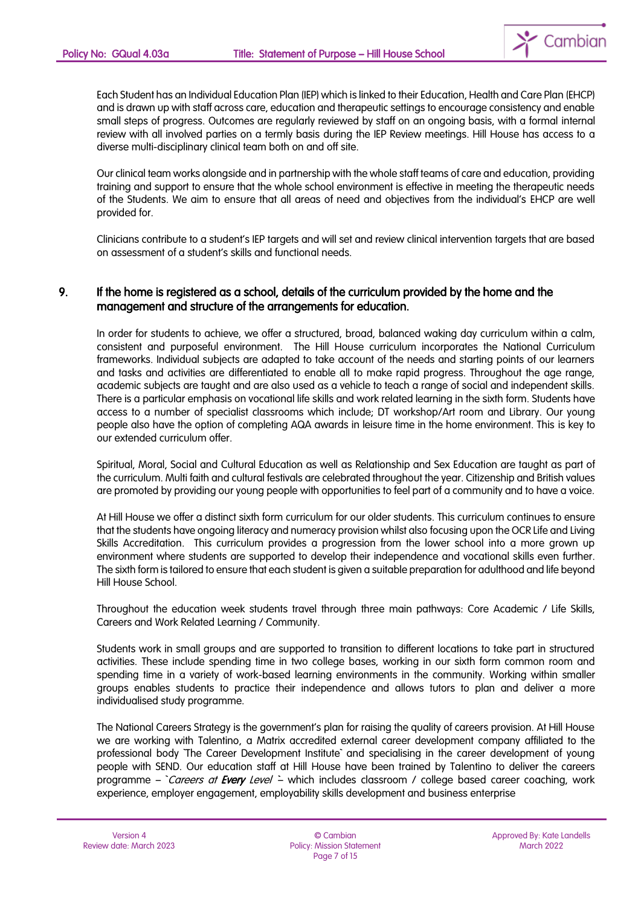Each Student has an Individual Education Plan (IEP) which is linked to their Education, Health and Care Plan (EHCP) and is drawn up with staff across care, education and therapeutic settings to encourage consistency and enable small steps of progress. Outcomes are regularly reviewed by staff on an ongoing basis, with a formal internal review with all involved parties on a termly basis during the IEP Review meetings. Hill House has access to a diverse multi-disciplinary clinical team both on and off site.

Our clinical team works alongside and in partnership with the whole staff teams of care and education, providing training and support to ensure that the whole school environment is effective in meeting the therapeutic needs of the Students. We aim to ensure that all areas of need and objectives from the individual's EHCP are well provided for.

Clinicians contribute to a student's IEP targets and will set and review clinical intervention targets that are based on assessment of a student's skills and functional needs.

## 9. If the home is registered as a school, details of the curriculum provided by the home and the management and structure of the arrangements for education.

In order for students to achieve, we offer a structured, broad, balanced waking day curriculum within a calm, consistent and purposeful environment. The Hill House curriculum incorporates the National Curriculum frameworks. Individual subjects are adapted to take account of the needs and starting points of our learners and tasks and activities are differentiated to enable all to make rapid progress. Throughout the age range, academic subjects are taught and are also used as a vehicle to teach a range of social and independent skills. There is a particular emphasis on vocational life skills and work related learning in the sixth form. Students have access to a number of specialist classrooms which include; DT workshop/Art room and Library. Our young people also have the option of completing AQA awards in leisure time in the home environment. This is key to our extended curriculum offer.

Spiritual, Moral, Social and Cultural Education as well as Relationship and Sex Education are taught as part of the curriculum. Multi faith and cultural festivals are celebrated throughout the year. Citizenship and British values are promoted by providing our young people with opportunities to feel part of a community and to have a voice.

At Hill House we offer a distinct sixth form curriculum for our older students. This curriculum continues to ensure that the students have ongoing literacy and numeracy provision whilst also focusing upon the OCR Life and Living Skills Accreditation. This curriculum provides a progression from the lower school into a more grown up environment where students are supported to develop their independence and vocational skills even further. The sixth form is tailored to ensure that each student is given a suitable preparation for adulthood and life beyond Hill House School.

Throughout the education week students travel through three main pathways: Core Academic / Life Skills, Careers and Work Related Learning / Community.

Students work in small groups and are supported to transition to different locations to take part in structured activities. These include spending time in two college bases, working in our sixth form common room and spending time in a variety of work-based learning environments in the community. Working within smaller groups enables students to practice their independence and allows tutors to plan and deliver a more individualised study programme.

The National Careers Strategy is the government's plan for raising the quality of careers provision. At Hill House we are working with Talentino, a Matrix accredited external career development company affiliated to the professional body `The Career Development Institute` and specialising in the career development of young people with SEND. Our education staff at Hill House have been trained by Talentino to deliver the careers programme – `*Careers at **Every** Level*` – which includes classroom / college based career coaching, work experience, employer engagement, employability skills development and business enterprise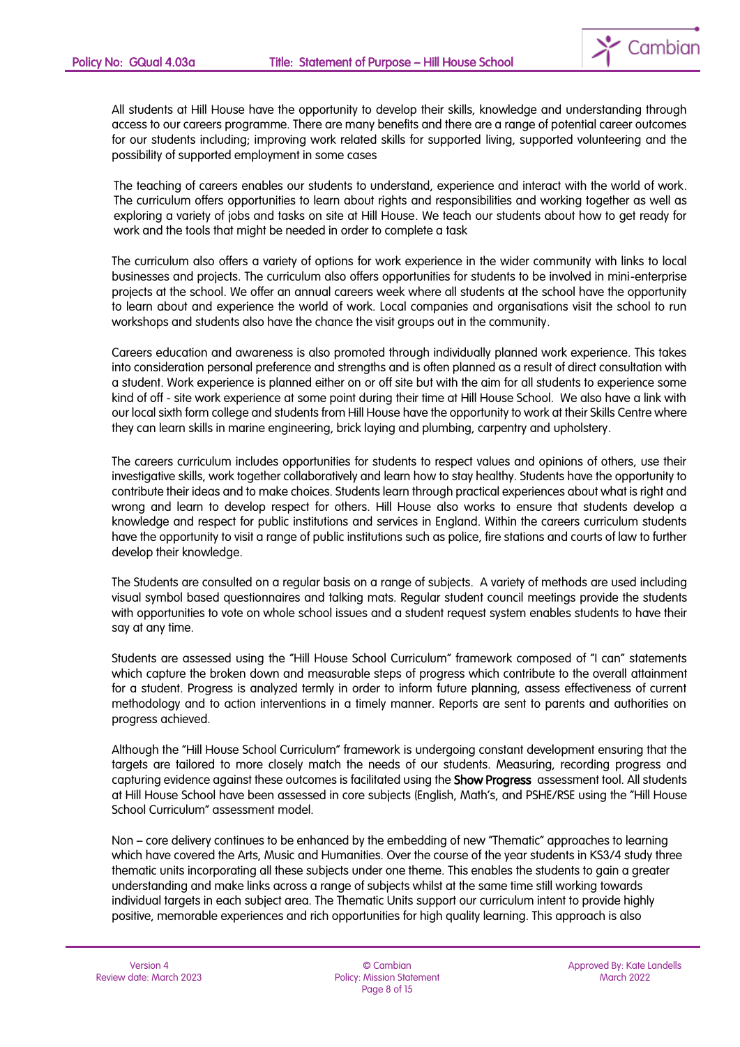All students at Hill House have the opportunity to develop their skills, knowledge and understanding through access to our careers programme. There are many benefits and there are a range of potential career outcomes for our students including; improving work related skills for supported living, supported volunteering and the possibility of supported employment in some cases

The teaching of careers enables our students to understand, experience and interact with the world of work. The curriculum offers opportunities to learn about rights and responsibilities and working together as well as exploring a variety of jobs and tasks on site at Hill House. We teach our students about how to get ready for work and the tools that might be needed in order to complete a task

The curriculum also offers a variety of options for work experience in the wider community with links to local businesses and projects. The curriculum also offers opportunities for students to be involved in mini-enterprise projects at the school. We offer an annual careers week where all students at the school have the opportunity to learn about and experience the world of work. Local companies and organisations visit the school to run workshops and students also have the chance the visit groups out in the community.

Careers education and awareness is also promoted through individually planned work experience. This takes into consideration personal preference and strengths and is often planned as a result of direct consultation with a student. Work experience is planned either on or off site but with the aim for all students to experience some kind of off - site work experience at some point during their time at Hill House School. We also have a link with our local sixth form college and students from Hill House have the opportunity to work at their Skills Centre where they can learn skills in marine engineering, brick laying and plumbing, carpentry and upholstery.

The careers curriculum includes opportunities for students to respect values and opinions of others, use their investigative skills, work together collaboratively and learn how to stay healthy. Students have the opportunity to contribute their ideas and to make choices. Students learn through practical experiences about what is right and wrong and learn to develop respect for others. Hill House also works to ensure that students develop a knowledge and respect for public institutions and services in England. Within the careers curriculum students have the opportunity to visit a range of public institutions such as police, fire stations and courts of law to further develop their knowledge.

The Students are consulted on a regular basis on a range of subjects. A variety of methods are used including visual symbol based questionnaires and talking mats. Regular student council meetings provide the students with opportunities to vote on whole school issues and a student request system enables students to have their say at any time.

Students are assessed using the "Hill House School Curriculum" framework composed of "I can" statements which capture the broken down and measurable steps of progress which contribute to the overall attainment for a student. Progress is analyzed termly in order to inform future planning, assess effectiveness of current methodology and to action interventions in a timely manner. Reports are sent to parents and authorities on progress achieved.

Although the "Hill House School Curriculum" framework is undergoing constant development ensuring that the targets are tailored to more closely match the needs of our students. Measuring, recording progress and capturing evidence against these outcomes is facilitated using the **Show Progress** assessment tool. All students at Hill House School have been assessed in core subjects (English, Math's, and PSHE/RSE using the "Hill House School Curriculum" assessment model.

Non – core delivery continues to be enhanced by the embedding of new "Thematic" approaches to learning which have covered the Arts, Music and Humanities. Over the course of the year students in KS3/4 study three thematic units incorporating all these subjects under one theme. This enables the students to gain a greater understanding and make links across a range of subjects whilst at the same time still working towards individual targets in each subject area. The Thematic Units support our curriculum intent to provide highly positive, memorable experiences and rich opportunities for high quality learning. This approach is also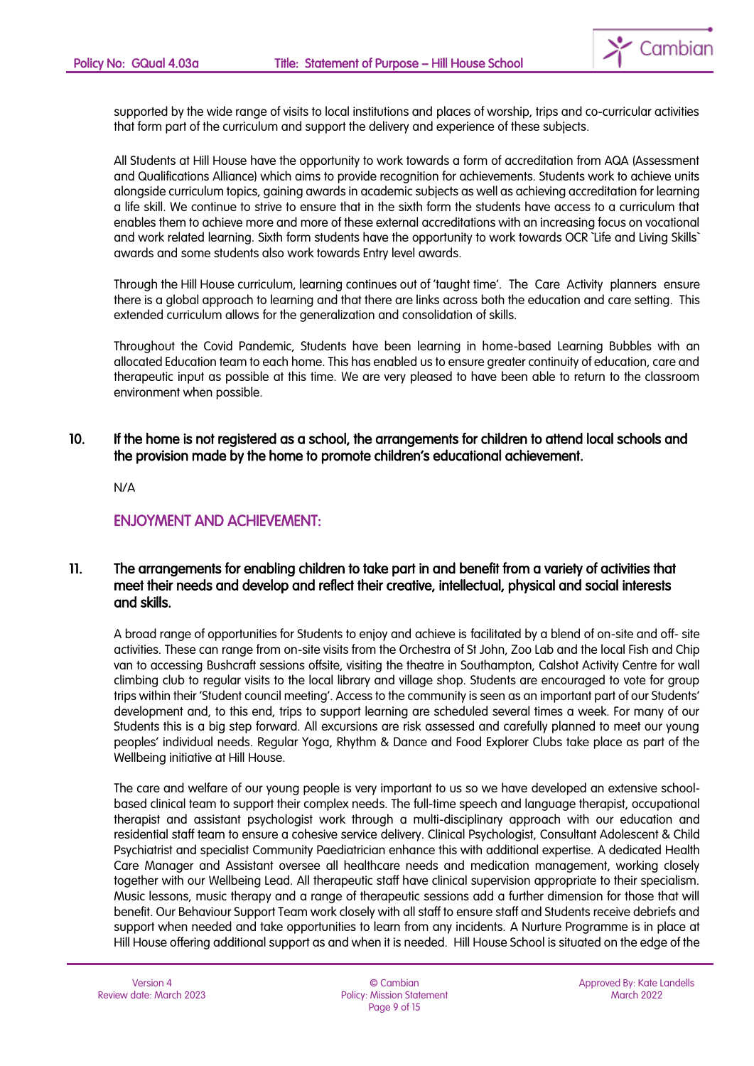supported by the wide range of visits to local institutions and places of worship, trips and co-curricular activities that form part of the curriculum and support the delivery and experience of these subjects.

All Students at Hill House have the opportunity to work towards a form of accreditation from AQA (Assessment and Qualifications Alliance) which aims to provide recognition for achievements. Students work to achieve units alongside curriculum topics, gaining awards in academic subjects as well as achieving accreditation for learning a life skill. We continue to strive to ensure that in the sixth form the students have access to a curriculum that enables them to achieve more and more of these external accreditations with an increasing focus on vocational and work related learning. Sixth form students have the opportunity to work towards OCR `Life and Living Skills` awards and some students also work towards Entry level awards.

Through the Hill House curriculum, learning continues out of 'taught time'. The Care Activity planners ensure there is a global approach to learning and that there are links across both the education and care setting. This extended curriculum allows for the generalization and consolidation of skills.

Throughout the Covid Pandemic, Students have been learning in home-based Learning Bubbles with an allocated Education team to each home. This has enabled us to ensure greater continuity of education, care and therapeutic input as possible at this time. We are very pleased to have been able to return to the classroom environment when possible.

## 10. If the home is not registered as a school, the arrangements for children to attend local schools and the provision made by the home to promote children's educational achievement.

N/A

## ENJOYMENT AND ACHIEVEMENT:

## 11. The arrangements for enabling children to take part in and benefit from a variety of activities that meet their needs and develop and reflect their creative, intellectual, physical and social interests and skills.

A broad range of opportunities for Students to enjoy and achieve is facilitated by a blend of on-site and off- site activities. These can range from on-site visits from the Orchestra of St John, Zoo Lab and the local Fish and Chip van to accessing Bushcraft sessions offsite, visiting the theatre in Southampton, Calshot Activity Centre for wall climbing club to regular visits to the local library and village shop. Students are encouraged to vote for group trips within their 'Student council meeting'. Access to the community is seen as an important part of our Students' development and, to this end, trips to support learning are scheduled several times a week. For many of our Students this is a big step forward. All excursions are risk assessed and carefully planned to meet our young peoples' individual needs. Regular Yoga, Rhythm & Dance and Food Explorer Clubs take place as part of the Wellbeing initiative at Hill House.

The care and welfare of our young people is very important to us so we have developed an extensive school-based clinical team to support their complex needs. The full-time speech and language therapist, occupational therapist and assistant psychologist work through a multi-disciplinary approach with our education and residential staff team to ensure a cohesive service delivery. Clinical Psychologist, Consultant Adolescent & Child Psychiatrist and specialist Community Paediatrician enhance this with additional expertise. A dedicated Health Care Manager and Assistant oversee all healthcare needs and medication management, working closely together with our Wellbeing Lead. All therapeutic staff have clinical supervision appropriate to their specialism. Music lessons, music therapy and a range of therapeutic sessions add a further dimension for those that will benefit. Our Behaviour Support Team work closely with all staff to ensure staff and Students receive debriefs and support when needed and take opportunities to learn from any incidents. A Nurture Programme is in place at Hill House offering additional support as and when it is needed. Hill House School is situated on the edge of the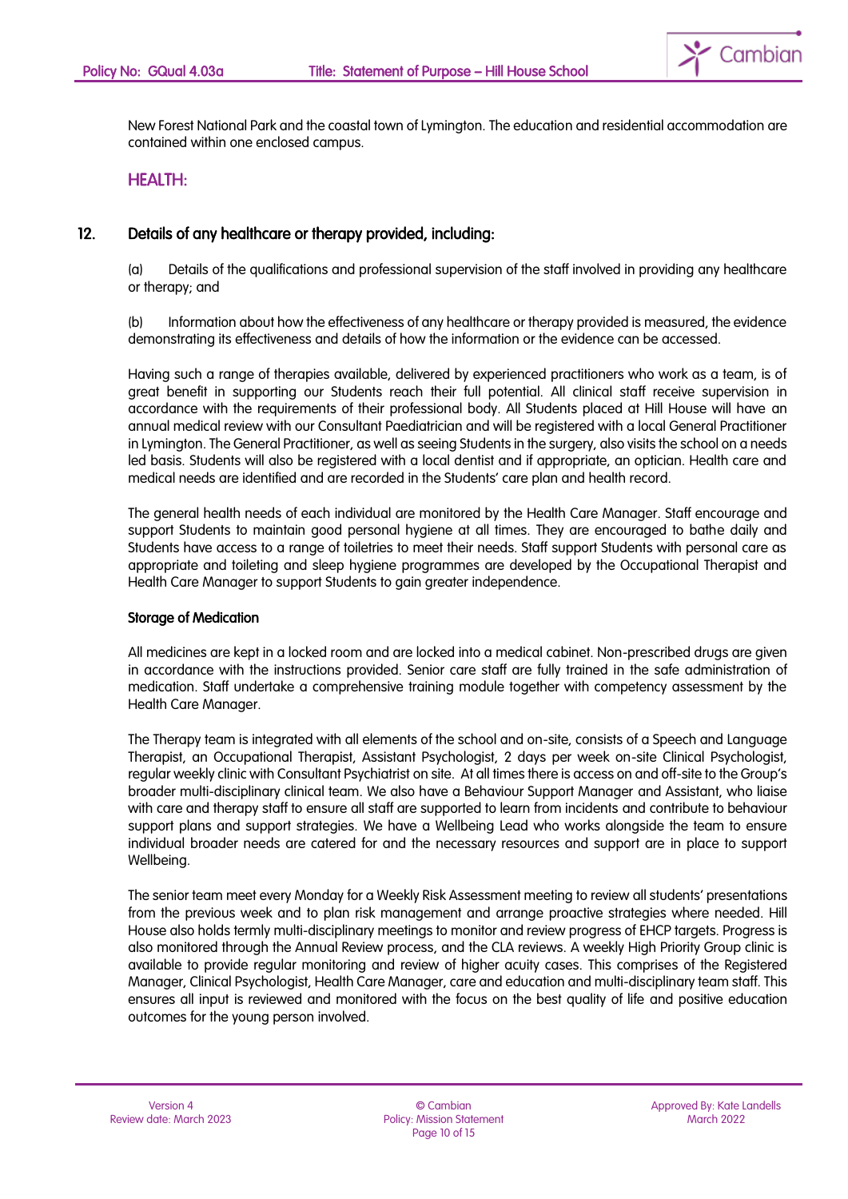New Forest National Park and the coastal town of Lymington. The education and residential accommodation are contained within one enclosed campus.

## HEALTH:

### 12. Details of any healthcare or therapy provided, including:

(a) Details of the qualifications and professional supervision of the staff involved in providing any healthcare or therapy; and

(b) Information about how the effectiveness of any healthcare or therapy provided is measured, the evidence demonstrating its effectiveness and details of how the information or the evidence can be accessed.

Having such a range of therapies available, delivered by experienced practitioners who work as a team, is of great benefit in supporting our Students reach their full potential. All clinical staff receive supervision in accordance with the requirements of their professional body. All Students placed at Hill House will have an annual medical review with our Consultant Paediatrician and will be registered with a local General Practitioner in Lymington. The General Practitioner, as well as seeing Students in the surgery, also visits the school on a needs led basis. Students will also be registered with a local dentist and if appropriate, an optician. Health care and medical needs are identified and are recorded in the Students' care plan and health record.

The general health needs of each individual are monitored by the Health Care Manager. Staff encourage and support Students to maintain good personal hygiene at all times. They are encouraged to bathe daily and Students have access to a range of toiletries to meet their needs. Staff support Students with personal care as appropriate and toileting and sleep hygiene programmes are developed by the Occupational Therapist and Health Care Manager to support Students to gain greater independence.

**Storage of Medication**

All medicines are kept in a locked room and are locked into a medical cabinet. Non-prescribed drugs are given in accordance with the instructions provided. Senior care staff are fully trained in the safe administration of medication. Staff undertake a comprehensive training module together with competency assessment by the Health Care Manager.

The Therapy team is integrated with all elements of the school and on-site, consists of a Speech and Language Therapist, an Occupational Therapist, Assistant Psychologist, 2 days per week on-site Clinical Psychologist, regular weekly clinic with Consultant Psychiatrist on site. At all times there is access on and off-site to the Group's broader multi-disciplinary clinical team. We also have a Behaviour Support Manager and Assistant, who liaise with care and therapy staff to ensure all staff are supported to learn from incidents and contribute to behaviour support plans and support strategies. We have a Wellbeing Lead who works alongside the team to ensure individual broader needs are catered for and the necessary resources and support are in place to support Wellbeing.

The senior team meet every Monday for a Weekly Risk Assessment meeting to review all students' presentations from the previous week and to plan risk management and arrange proactive strategies where needed. Hill House also holds termly multi-disciplinary meetings to monitor and review progress of EHCP targets. Progress is also monitored through the Annual Review process, and the CLA reviews. A weekly High Priority Group clinic is available to provide regular monitoring and review of higher acuity cases. This comprises of the Registered Manager, Clinical Psychologist, Health Care Manager, care and education and multi-disciplinary team staff. This ensures all input is reviewed and monitored with the focus on the best quality of life and positive education outcomes for the young person involved.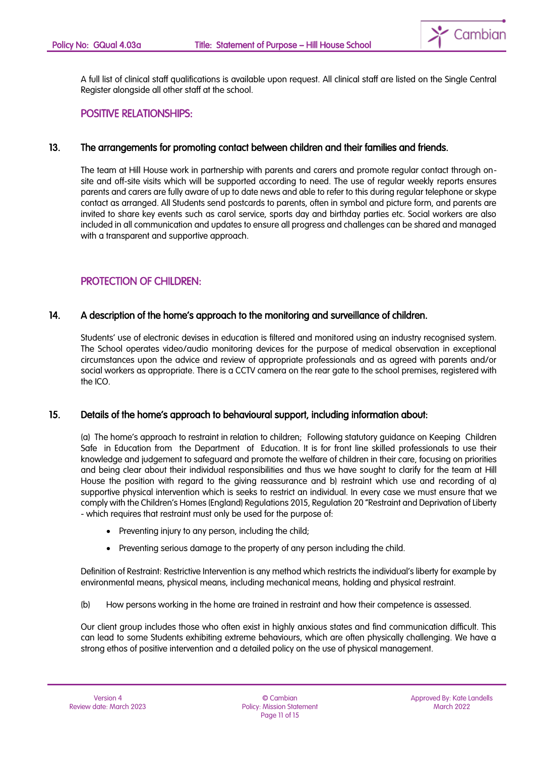A full list of clinical staff qualifications is available upon request. All clinical staff are listed on the Single Central Register alongside all other staff at the school.

## POSITIVE RELATIONSHIPS:

### 13. The arrangements for promoting contact between children and their families and friends.

The team at Hill House work in partnership with parents and carers and promote regular contact through on-site and off-site visits which will be supported according to need. The use of regular weekly reports ensures parents and carers are fully aware of up to date news and able to refer to this during regular telephone or skype contact as arranged. All Students send postcards to parents, often in symbol and picture form, and parents are invited to share key events such as carol service, sports day and birthday parties etc. Social workers are also included in all communication and updates to ensure all progress and challenges can be shared and managed with a transparent and supportive approach.

## PROTECTION OF CHILDREN:

### 14. A description of the home's approach to the monitoring and surveillance of children.

Students' use of electronic devises in education is filtered and monitored using an industry recognised system. The School operates video/audio monitoring devices for the purpose of medical observation in exceptional circumstances upon the advice and review of appropriate professionals and as agreed with parents and/or social workers as appropriate. There is a CCTV camera on the rear gate to the school premises, registered with the ICO.

### 15. Details of the home's approach to behavioural support, including information about:

(a) The home's approach to restraint in relation to children; Following statutory guidance on Keeping Children Safe in Education from the Department of Education. It is for front line skilled professionals to use their knowledge and judgement to safeguard and promote the welfare of children in their care, focusing on priorities and being clear about their individual responsibilities and thus we have sought to clarify for the team at Hill House the position with regard to the giving reassurance and b) restraint which use and recording of a) supportive physical intervention which is seeks to restrict an individual. In every case we must ensure that we comply with the Children's Homes (England) Regulations 2015, Regulation 20 "Restraint and Deprivation of Liberty - which requires that restraint must only be used for the purpose of:

- Preventing injury to any person, including the child;
- Preventing serious damage to the property of any person including the child.

Definition of Restraint: Restrictive Intervention is any method which restricts the individual's liberty for example by environmental means, physical means, including mechanical means, holding and physical restraint.

(b) How persons working in the home are trained in restraint and how their competence is assessed.

Our client group includes those who often exist in highly anxious states and find communication difficult. This can lead to some Students exhibiting extreme behaviours, which are often physically challenging. We have a strong ethos of positive intervention and a detailed policy on the use of physical management.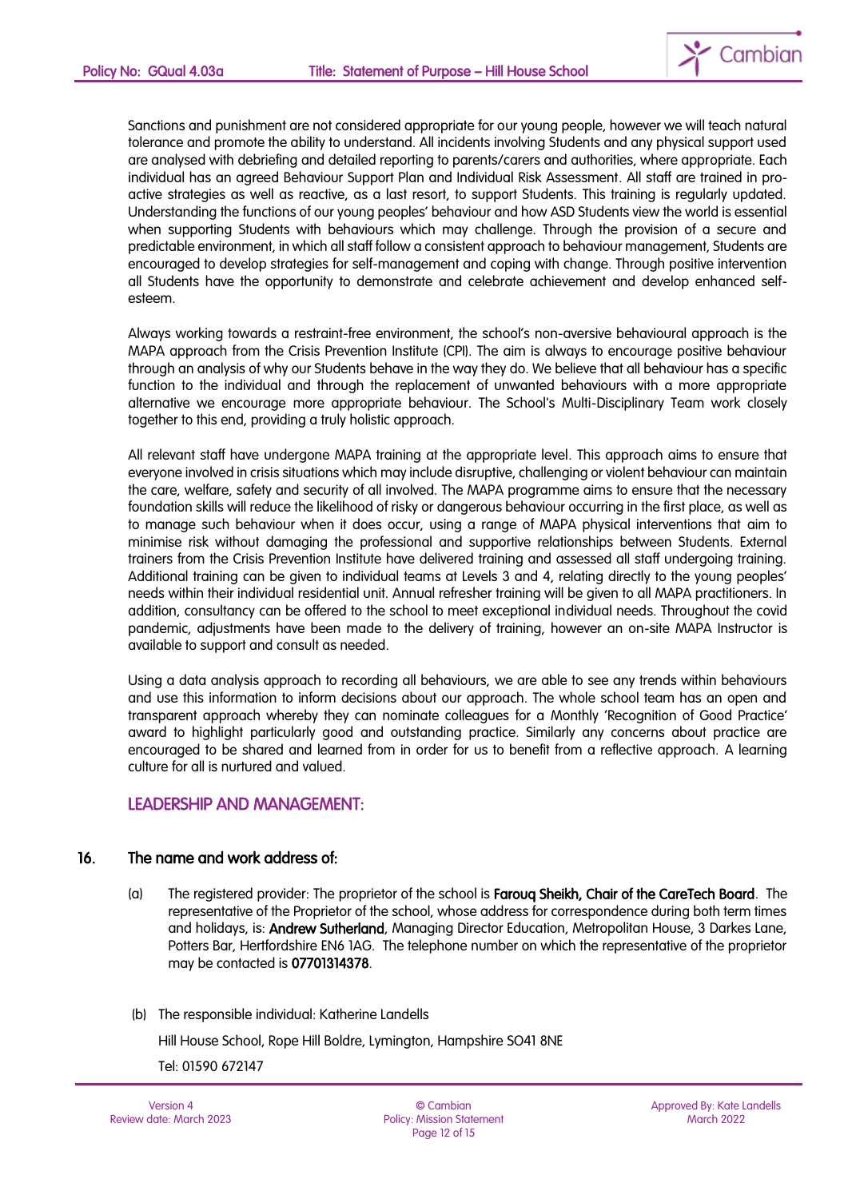Sanctions and punishment are not considered appropriate for our young people, however we will teach natural tolerance and promote the ability to understand. All incidents involving Students and any physical support used are analysed with debriefing and detailed reporting to parents/carers and authorities, where appropriate. Each individual has an agreed Behaviour Support Plan and Individual Risk Assessment. All staff are trained in pro-active strategies as well as reactive, as a last resort, to support Students. This training is regularly updated. Understanding the functions of our young peoples' behaviour and how ASD Students view the world is essential when supporting Students with behaviours which may challenge. Through the provision of a secure and predictable environment, in which all staff follow a consistent approach to behaviour management, Students are encouraged to develop strategies for self-management and coping with change. Through positive intervention all Students have the opportunity to demonstrate and celebrate achievement and develop enhanced self-esteem.

Always working towards a restraint-free environment, the school's non-aversive behavioural approach is the MAPA approach from the Crisis Prevention Institute (CPI). The aim is always to encourage positive behaviour through an analysis of why our Students behave in the way they do. We believe that all behaviour has a specific function to the individual and through the replacement of unwanted behaviours with a more appropriate alternative we encourage more appropriate behaviour. The School's Multi-Disciplinary Team work closely together to this end, providing a truly holistic approach.

All relevant staff have undergone MAPA training at the appropriate level. This approach aims to ensure that everyone involved in crisis situations which may include disruptive, challenging or violent behaviour can maintain the care, welfare, safety and security of all involved. The MAPA programme aims to ensure that the necessary foundation skills will reduce the likelihood of risky or dangerous behaviour occurring in the first place, as well as to manage such behaviour when it does occur, using a range of MAPA physical interventions that aim to minimise risk without damaging the professional and supportive relationships between Students. External trainers from the Crisis Prevention Institute have delivered training and assessed all staff undergoing training. Additional training can be given to individual teams at Levels 3 and 4, relating directly to the young peoples' needs within their individual residential unit. Annual refresher training will be given to all MAPA practitioners. In addition, consultancy can be offered to the school to meet exceptional individual needs. Throughout the covid pandemic, adjustments have been made to the delivery of training, however an on-site MAPA Instructor is available to support and consult as needed.

Using a data analysis approach to recording all behaviours, we are able to see any trends within behaviours and use this information to inform decisions about our approach. The whole school team has an open and transparent approach whereby they can nominate colleagues for a Monthly 'Recognition of Good Practice' award to highlight particularly good and outstanding practice. Similarly any concerns about practice are encouraged to be shared and learned from in order for us to benefit from a reflective approach. A learning culture for all is nurtured and valued.

## LEADERSHIP AND MANAGEMENT:

### 16. The name and work address of:

(a) The registered provider: The proprietor of the school is **Farouq Sheikh, Chair of the CareTech Board**. The representative of the Proprietor of the school, whose address for correspondence during both term times and holidays, is: **Andrew Sutherland**, Managing Director Education, Metropolitan House, 3 Darkes Lane, Potters Bar, Hertfordshire EN6 1AG. The telephone number on which the representative of the proprietor may be contacted is **07701314378**.

(b) The responsible individual: Katherine Landells

Hill House School, Rope Hill Boldre, Lymington, Hampshire SO41 8NE

Tel: 01590 672147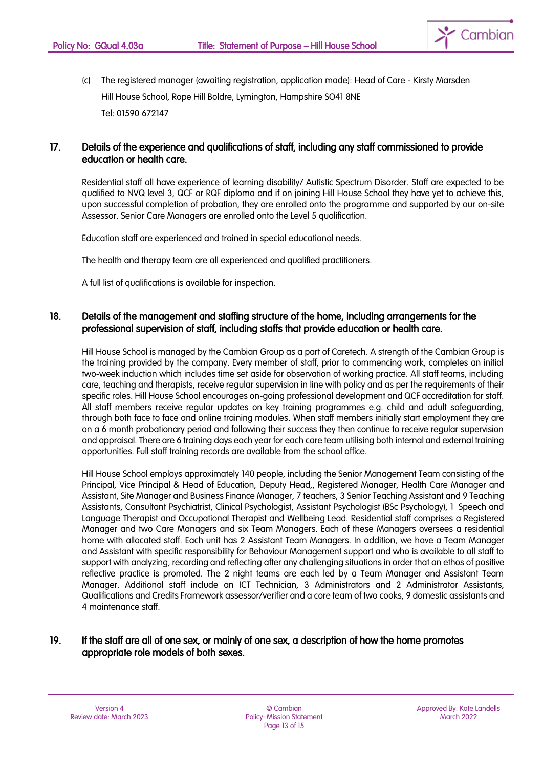(c) The registered manager (awaiting registration, application made): Head of Care - Kirsty Marsden
Hill House School, Rope Hill Boldre, Lymington, Hampshire SO41 8NE
Tel: 01590 672147

## 17. Details of the experience and qualifications of staff, including any staff commissioned to provide education or health care.

Residential staff all have experience of learning disability/ Autistic Spectrum Disorder. Staff are expected to be qualified to NVQ level 3, QCF or RQF diploma and if on joining Hill House School they have yet to achieve this, upon successful completion of probation, they are enrolled onto the programme and supported by our on-site Assessor. Senior Care Managers are enrolled onto the Level 5 qualification.

Education staff are experienced and trained in special educational needs.

The health and therapy team are all experienced and qualified practitioners.

A full list of qualifications is available for inspection.

## 18. Details of the management and staffing structure of the home, including arrangements for the professional supervision of staff, including staffs that provide education or health care.

Hill House School is managed by the Cambian Group as a part of Caretech. A strength of the Cambian Group is the training provided by the company. Every member of staff, prior to commencing work, completes an initial two-week induction which includes time set aside for observation of working practice. All staff teams, including care, teaching and therapists, receive regular supervision in line with policy and as per the requirements of their specific roles. Hill House School encourages on-going professional development and QCF accreditation for staff. All staff members receive regular updates on key training programmes e.g. child and adult safeguarding, through both face to face and online training modules. When staff members initially start employment they are on a 6 month probationary period and following their success they then continue to receive regular supervision and appraisal. There are 6 training days each year for each care team utilising both internal and external training opportunities. Full staff training records are available from the school office.

Hill House School employs approximately 140 people, including the Senior Management Team consisting of the Principal, Vice Principal & Head of Education, Deputy Head,, Registered Manager, Health Care Manager and Assistant, Site Manager and Business Finance Manager, 7 teachers, 3 Senior Teaching Assistant and 9 Teaching Assistants, Consultant Psychiatrist, Clinical Psychologist, Assistant Psychologist (BSc Psychology), 1 Speech and Language Therapist and Occupational Therapist and Wellbeing Lead. Residential staff comprises a Registered Manager and two Care Managers and six Team Managers. Each of these Managers oversees a residential home with allocated staff. Each unit has 2 Assistant Team Managers. In addition, we have a Team Manager and Assistant with specific responsibility for Behaviour Management support and who is available to all staff to support with analyzing, recording and reflecting after any challenging situations in order that an ethos of positive reflective practice is promoted. The 2 night teams are each led by a Team Manager and Assistant Team Manager. Additional staff include an ICT Technician, 3 Administrators and 2 Administrator Assistants, Qualifications and Credits Framework assessor/verifier and a core team of two cooks, 9 domestic assistants and 4 maintenance staff.

## 19. If the staff are all of one sex, or mainly of one sex, a description of how the home promotes appropriate role models of both sexes.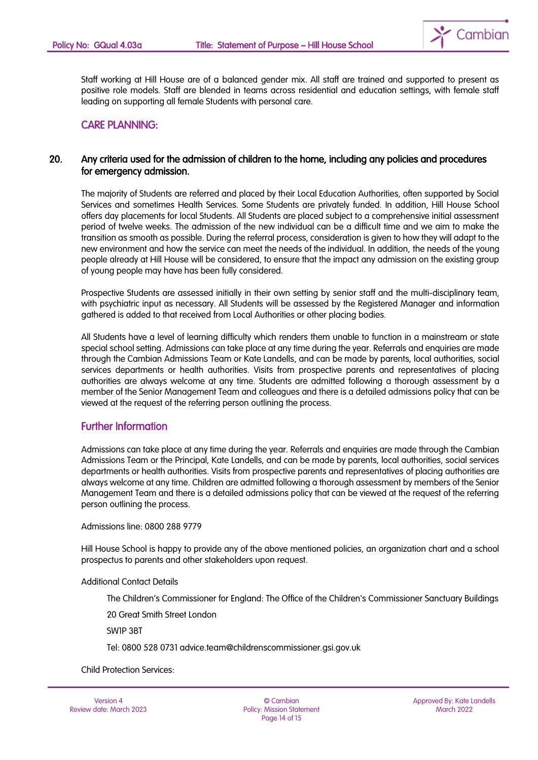Staff working at Hill House are of a balanced gender mix. All staff are trained and supported to present as positive role models. Staff are blended in teams across residential and education settings, with female staff leading on supporting all female Students with personal care.

## CARE PLANNING:

### 20. Any criteria used for the admission of children to the home, including any policies and procedures for emergency admission.

The majority of Students are referred and placed by their Local Education Authorities, often supported by Social Services and sometimes Health Services. Some Students are privately funded. In addition, Hill House School offers day placements for local Students. All Students are placed subject to a comprehensive initial assessment period of twelve weeks. The admission of the new individual can be a difficult time and we aim to make the transition as smooth as possible. During the referral process, consideration is given to how they will adapt to the new environment and how the service can meet the needs of the individual. In addition, the needs of the young people already at Hill House will be considered, to ensure that the impact any admission on the existing group of young people may have has been fully considered.

Prospective Students are assessed initially in their own setting by senior staff and the multi-disciplinary team, with psychiatric input as necessary. All Students will be assessed by the Registered Manager and information gathered is added to that received from Local Authorities or other placing bodies.

All Students have a level of learning difficulty which renders them unable to function in a mainstream or state special school setting. Admissions can take place at any time during the year. Referrals and enquiries are made through the Cambian Admissions Team or Kate Landells, and can be made by parents, local authorities, social services departments or health authorities. Visits from prospective parents and representatives of placing authorities are always welcome at any time. Students are admitted following a thorough assessment by a member of the Senior Management Team and colleagues and there is a detailed admissions policy that can be viewed at the request of the referring person outlining the process.

## Further Information

Admissions can take place at any time during the year. Referrals and enquiries are made through the Cambian Admissions Team or the Principal, Kate Landells, and can be made by parents, local authorities, social services departments or health authorities. Visits from prospective parents and representatives of placing authorities are always welcome at any time. Children are admitted following a thorough assessment by members of the Senior Management Team and there is a detailed admissions policy that can be viewed at the request of the referring person outlining the process.

Admissions line: 0800 288 9779

Hill House School is happy to provide any of the above mentioned policies, an organization chart and a school prospectus to parents and other stakeholders upon request.

Additional Contact Details

The Children's Commissioner for England: The Office of the Children's Commissioner Sanctuary Buildings

20 Great Smith Street London

SW1P 3BT

Tel: 0800 528 0731 advice.team@childrenscommissioner.gsi.gov.uk

Child Protection Services: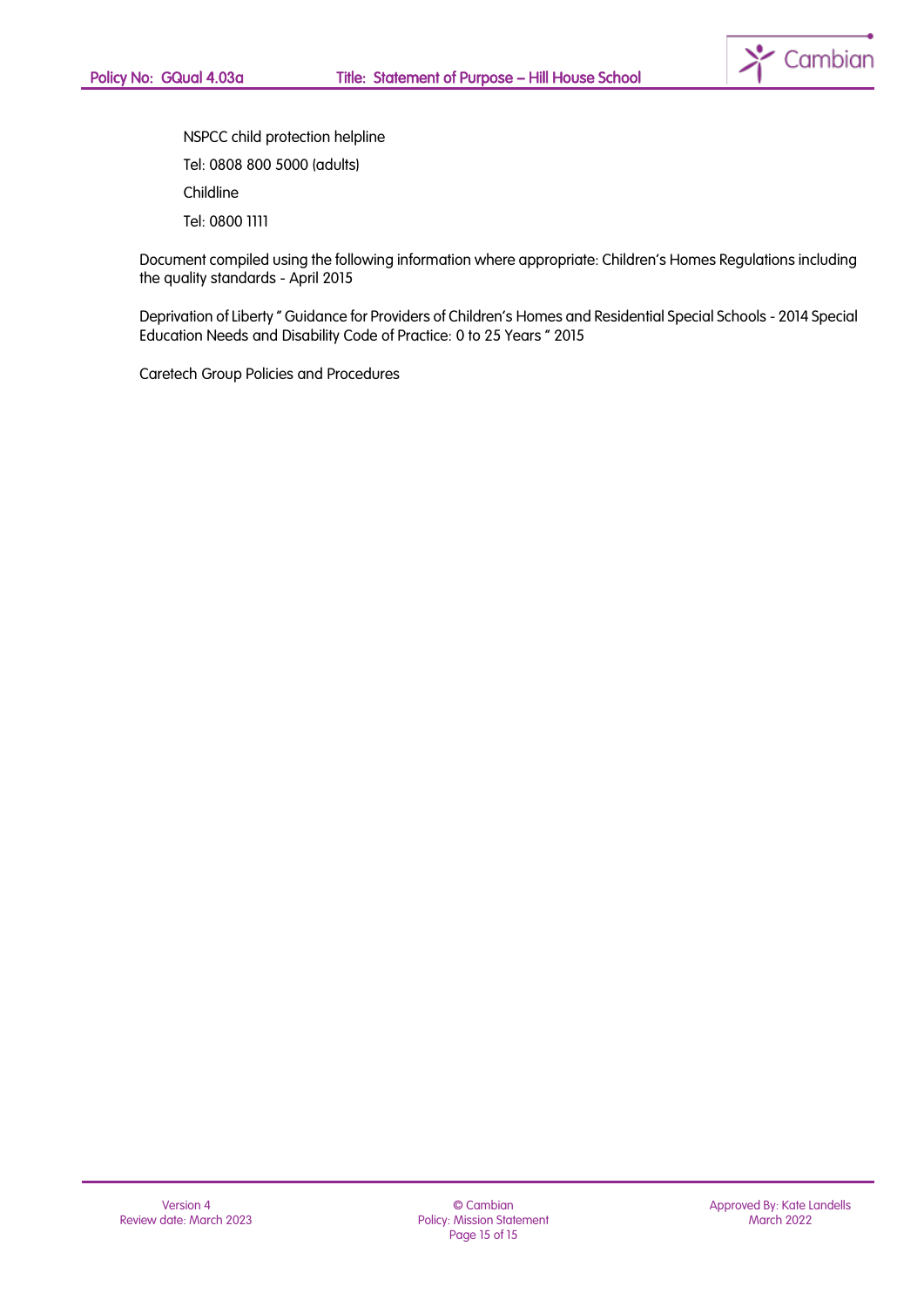NSPCC child protection helpline

Tel: 0808 800 5000 (adults)

Childline

Tel: 0800 1111

Document compiled using the following information where appropriate: Children's Homes Regulations including the quality standards - April 2015

Deprivation of Liberty " Guidance for Providers of Children's Homes and Residential Special Schools - 2014 Special Education Needs and Disability Code of Practice: 0 to 25 Years " 2015

Caretech Group Policies and Procedures